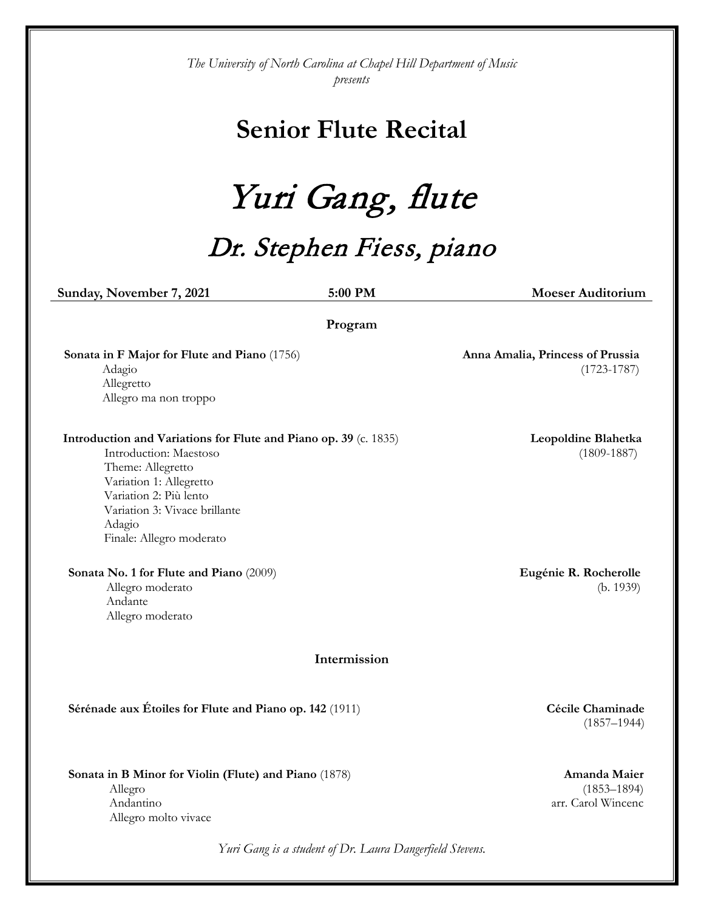*The University of North Carolina at Chapel Hill Department of Music presents*

# Senior Flute Recital

# Yuri Gang, flute

## Dr. Stephen Fiess, piano

**Sunday, November 7, 2021** **5:00 PM** **Moeser Auditorium**

### Program

**Sonata in F Major for Flute and Piano** (1756) — **Anna Amalia, Princess of Prussia** (1723-1787)

Adagio
Allegretto
Allegro ma non troppo

**Introduction and Variations for Flute and Piano op. 39** (c. 1835) — **Leopoldine Blahetka** (1809-1887)

Introduction: Maestoso
Theme: Allegretto
Variation 1: Allegretto
Variation 2: Più lento
Variation 3: Vivace brillante
Adagio
Finale: Allegro moderato

**Sonata No. 1 for Flute and Piano** (2009) — **Eugénie R. Rocherolle** (b. 1939)

Allegro moderato
Andante
Allegro moderato

### Intermission

**Sérénade aux Étoiles for Flute and Piano op. 142** (1911) — **Cécile Chaminade** (1857–1944)

**Sonata in B Minor for Violin (Flute) and Piano** (1878) — **Amanda Maier** (1853–1894), arr. Carol Wincenc

Allegro
Andantino
Allegro molto vivace

*Yuri Gang is a student of Dr. Laura Dangerfield Stevens.*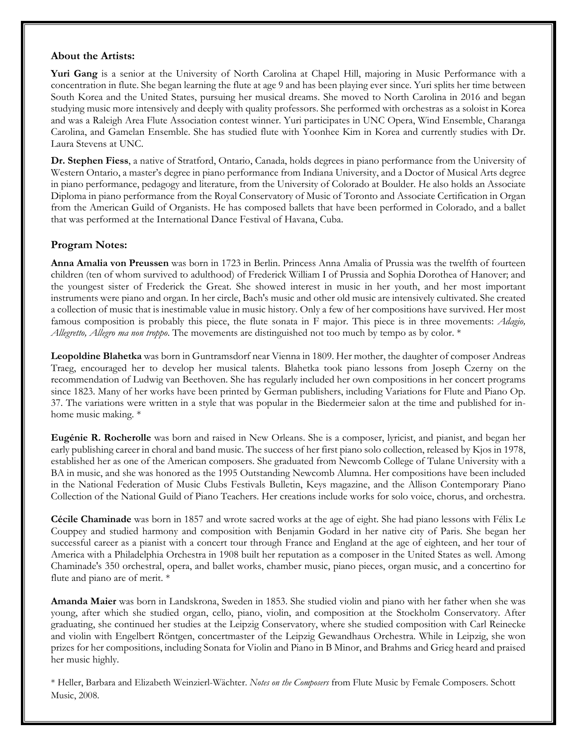## About the Artists:

**Yuri Gang** is a senior at the University of North Carolina at Chapel Hill, majoring in Music Performance with a concentration in flute. She began learning the flute at age 9 and has been playing ever since. Yuri splits her time between South Korea and the United States, pursuing her musical dreams. She moved to North Carolina in 2016 and began studying music more intensively and deeply with quality professors. She performed with orchestras as a soloist in Korea and was a Raleigh Area Flute Association contest winner. Yuri participates in UNC Opera, Wind Ensemble, Charanga Carolina, and Gamelan Ensemble. She has studied flute with Yoonhee Kim in Korea and currently studies with Dr. Laura Stevens at UNC.

**Dr. Stephen Fiess**, a native of Stratford, Ontario, Canada, holds degrees in piano performance from the University of Western Ontario, a master's degree in piano performance from Indiana University, and a Doctor of Musical Arts degree in piano performance, pedagogy and literature, from the University of Colorado at Boulder. He also holds an Associate Diploma in piano performance from the Royal Conservatory of Music of Toronto and Associate Certification in Organ from the American Guild of Organists. He has composed ballets that have been performed in Colorado, and a ballet that was performed at the International Dance Festival of Havana, Cuba.

## Program Notes:

**Anna Amalia von Preussen** was born in 1723 in Berlin. Princess Anna Amalia of Prussia was the twelfth of fourteen children (ten of whom survived to adulthood) of Frederick William I of Prussia and Sophia Dorothea of Hanover; and the youngest sister of Frederick the Great. She showed interest in music in her youth, and her most important instruments were piano and organ. In her circle, Bach's music and other old music are intensively cultivated. She created a collection of music that is inestimable value in music history. Only a few of her compositions have survived. Her most famous composition is probably this piece, the flute sonata in F major. This piece is in three movements: *Adagio, Allegretto, Allegro ma non troppo*. The movements are distinguished not too much by tempo as by color. *

**Leopoldine Blahetka** was born in Guntramsdorf near Vienna in 1809. Her mother, the daughter of composer Andreas Traeg, encouraged her to develop her musical talents. Blahetka took piano lessons from Joseph Czerny on the recommendation of Ludwig van Beethoven. She has regularly included her own compositions in her concert programs since 1823. Many of her works have been printed by German publishers, including Variations for Flute and Piano Op. 37. The variations were written in a style that was popular in the Biedermeier salon at the time and published for in-home music making. *

**Eugénie R. Rocherolle** was born and raised in New Orleans. She is a composer, lyricist, and pianist, and began her early publishing career in choral and band music. The success of her first piano solo collection, released by Kjos in 1978, established her as one of the American composers. She graduated from Newcomb College of Tulane University with a BA in music, and she was honored as the 1995 Outstanding Newcomb Alumna. Her compositions have been included in the National Federation of Music Clubs Festivals Bulletin, Keys magazine, and the Allison Contemporary Piano Collection of the National Guild of Piano Teachers. Her creations include works for solo voice, chorus, and orchestra.

**Cécile Chaminade** was born in 1857 and wrote sacred works at the age of eight. She had piano lessons with Félix Le Couppey and studied harmony and composition with Benjamin Godard in her native city of Paris. She began her successful career as a pianist with a concert tour through France and England at the age of eighteen, and her tour of America with a Philadelphia Orchestra in 1908 built her reputation as a composer in the United States as well. Among Chaminade's 350 orchestral, opera, and ballet works, chamber music, piano pieces, organ music, and a concertino for flute and piano are of merit. *

**Amanda Maier** was born in Landskrona, Sweden in 1853. She studied violin and piano with her father when she was young, after which she studied organ, cello, piano, violin, and composition at the Stockholm Conservatory. After graduating, she continued her studies at the Leipzig Conservatory, where she studied composition with Carl Reinecke and violin with Engelbert Röntgen, concertmaster of the Leipzig Gewandhaus Orchestra. While in Leipzig, she won prizes for her compositions, including Sonata for Violin and Piano in B Minor, and Brahms and Grieg heard and praised her music highly.

* Heller, Barbara and Elizabeth Weinzierl-Wächter. *Notes on the Composers* from Flute Music by Female Composers. Schott Music, 2008.